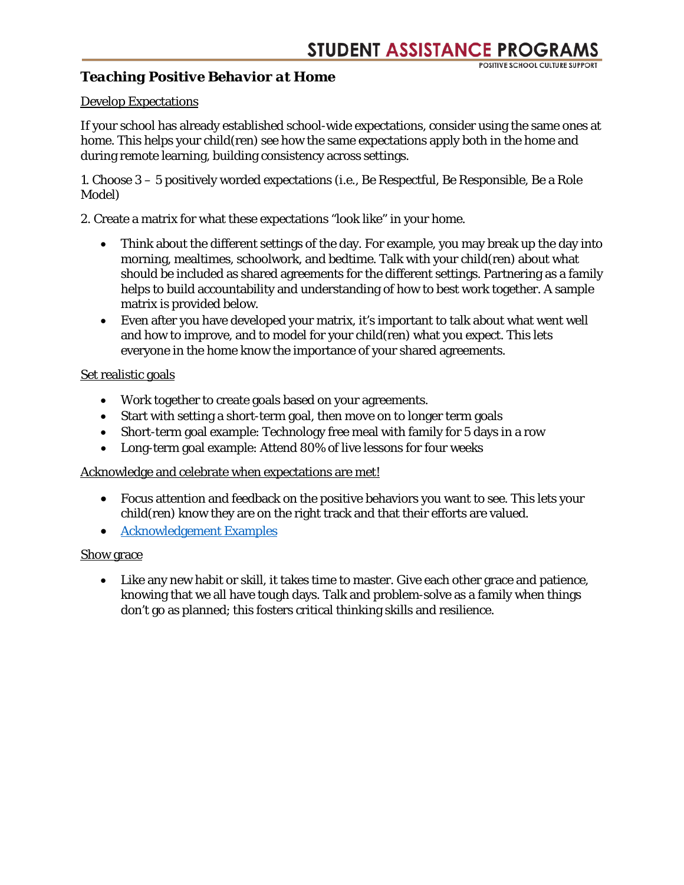## Teaching Positive Behavior at Home

Develop Expectations

If your school has already established school-wide expectations, consider using the same ones at home. This helps your child(ren) see how the same expectations apply both in the home and during remote learning, building consistency across settings.

1. Choose 3 – 5 positively worded expectations (i.e., Be Respectful, Be Responsible, Be a Role Model)

2. Create a matrix for what these expectations "look like" in your home.

- Think about the different settings of the day. For example, you may break up the day into morning, mealtimes, schoolwork, and bedtime. Talk with your child(ren) about what should be included as shared agreements for the different settings. Partnering as a family helps to build accountability and understanding of how to best work together. A sample matrix is provided below.
- Even after you have developed your matrix, it's important to talk about what went well and how to improve, and to model for your child(ren) what you expect. This lets everyone in the home know the importance of your shared agreements.

Set realistic goals

- Work together to create goals based on your agreements.
- Start with setting a short-term goal, then move on to longer term goals
- Short-term goal example: Technology free meal with family for 5 days in a row
- Long-term goal example: Attend 80% of live lessons for four weeks

Acknowledge and celebrate when expectations are met!

- Focus attention and feedback on the positive behaviors you want to see. This lets your child(ren) know they are on the right track and that their efforts are valued.
- Acknowledgement Examples

Show grace

- Like any new habit or skill, it takes time to master. Give each other grace and patience, knowing that we all have tough days. Talk and problem-solve as a family when things don't go as planned; this fosters critical thinking skills and resilience.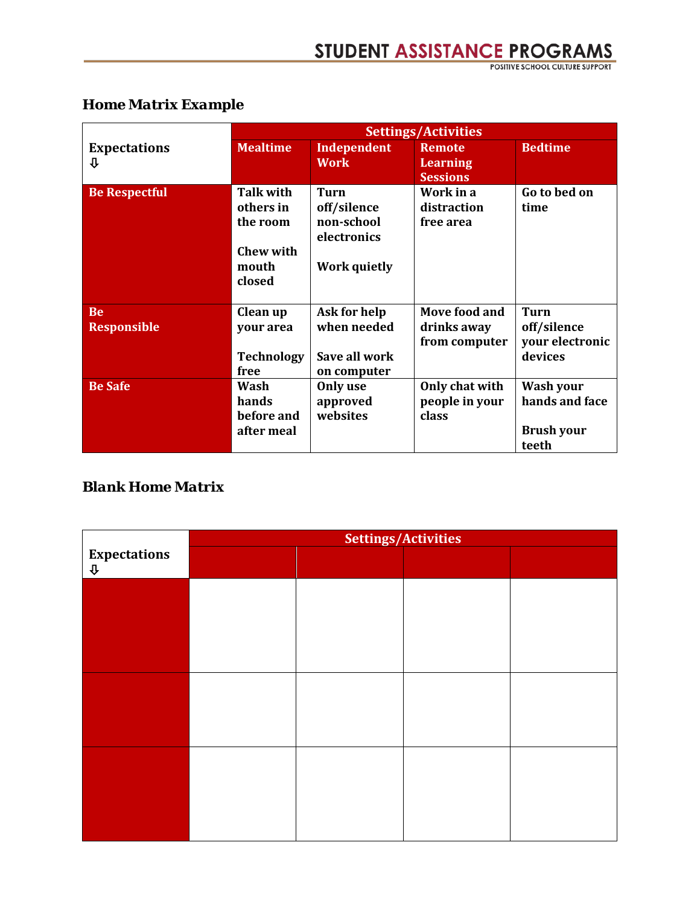## Home Matrix Example

| Expectations ⇩ | Settings/Activities | | | |
|---|---|---|---|---|
| | Mealtime | Independent Work | Remote Learning Sessions | Bedtime |
| Be Respectful | Talk with others in the room<br><br>Chew with mouth closed | Turn off/silence non-school electronics<br><br>Work quietly | Work in a distraction free area | Go to bed on time |
| Be Responsible | Clean up your area<br><br>Technology free | Ask for help when needed<br><br>Save all work on computer | Move food and drinks away from computer | Turn off/silence your electronic devices |
| Be Safe | Wash hands before and after meal | Only use approved websites | Only chat with people in your class | Wash your hands and face<br><br>Brush your teeth |

## Blank Home Matrix

| Expectations ⇩ | Settings/Activities | | | |
|---|---|---|---|---|
| | | | | |
| | | | | |
| | | | | |
| | | | | |